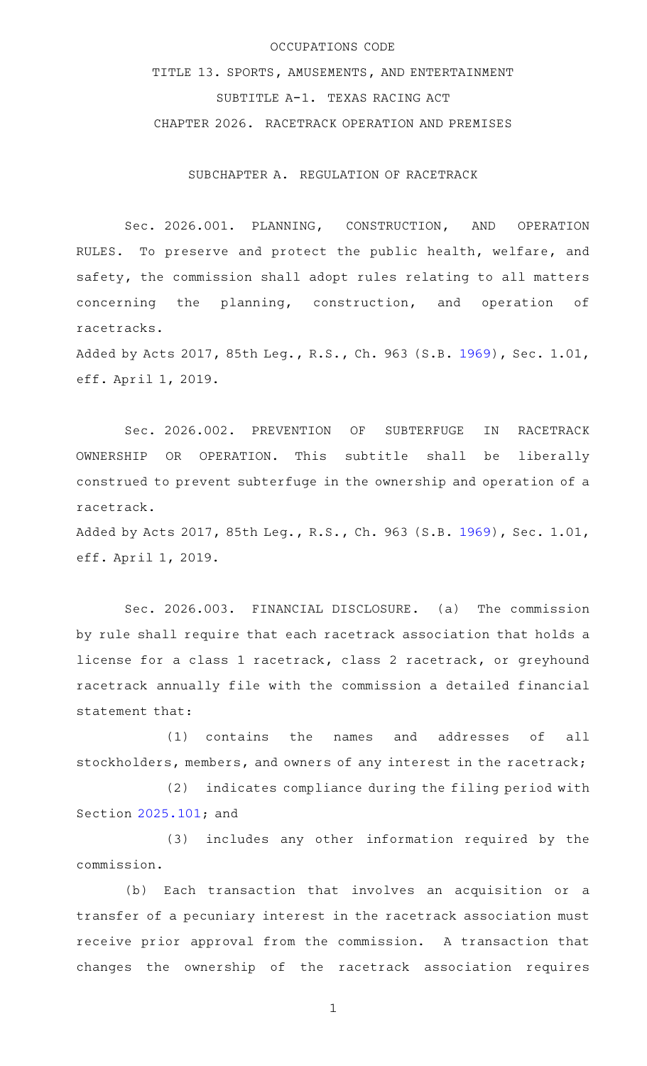OCCUPATIONS CODE

TITLE 13. SPORTS, AMUSEMENTS, AND ENTERTAINMENT

SUBTITLE A-1. TEXAS RACING ACT

CHAPTER 2026. RACETRACK OPERATION AND PREMISES

SUBCHAPTER A. REGULATION OF RACETRACK

Sec. 2026.001. PLANNING, CONSTRUCTION, AND OPERATION RULES. To preserve and protect the public health, welfare, and safety, the commission shall adopt rules relating to all matters concerning the planning, construction, and operation of racetracks.

Added by Acts 2017, 85th Leg., R.S., Ch. 963 (S.B. 1969), Sec. 1.01, eff. April 1, 2019.

Sec. 2026.002. PREVENTION OF SUBTERFUGE IN RACETRACK OWNERSHIP OR OPERATION. This subtitle shall be liberally construed to prevent subterfuge in the ownership and operation of a racetrack.

Added by Acts 2017, 85th Leg., R.S., Ch. 963 (S.B. 1969), Sec. 1.01, eff. April 1, 2019.

Sec. 2026.003. FINANCIAL DISCLOSURE. (a) The commission by rule shall require that each racetrack association that holds a license for a class 1 racetrack, class 2 racetrack, or greyhound racetrack annually file with the commission a detailed financial statement that:

(1) contains the names and addresses of all stockholders, members, and owners of any interest in the racetrack;

(2) indicates compliance during the filing period with Section 2025.101; and

(3) includes any other information required by the commission.

(b) Each transaction that involves an acquisition or a transfer of a pecuniary interest in the racetrack association must receive prior approval from the commission. A transaction that changes the ownership of the racetrack association requires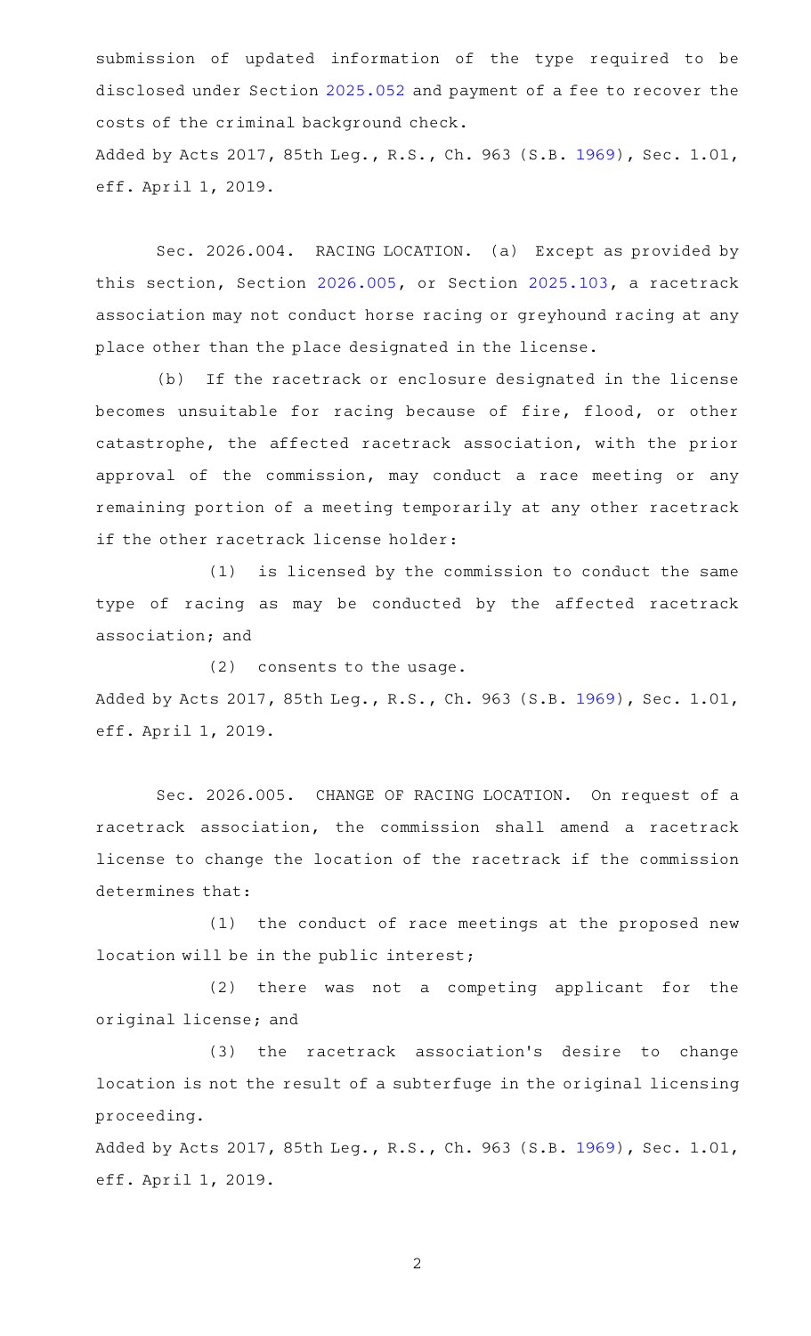submission of updated information of the type required to be disclosed under Section 2025.052 and payment of a fee to recover the costs of the criminal background check.

Added by Acts 2017, 85th Leg., R.S., Ch. 963 (S.B. 1969), Sec. 1.01, eff. April 1, 2019.

Sec. 2026.004. RACING LOCATION. (a) Except as provided by this section, Section 2026.005, or Section 2025.103, a racetrack association may not conduct horse racing or greyhound racing at any place other than the place designated in the license.

(b) If the racetrack or enclosure designated in the license becomes unsuitable for racing because of fire, flood, or other catastrophe, the affected racetrack association, with the prior approval of the commission, may conduct a race meeting or any remaining portion of a meeting temporarily at any other racetrack if the other racetrack license holder:

(1) is licensed by the commission to conduct the same type of racing as may be conducted by the affected racetrack association; and

(2) consents to the usage.

Added by Acts 2017, 85th Leg., R.S., Ch. 963 (S.B. 1969), Sec. 1.01, eff. April 1, 2019.

Sec. 2026.005. CHANGE OF RACING LOCATION. On request of a racetrack association, the commission shall amend a racetrack license to change the location of the racetrack if the commission determines that:

(1) the conduct of race meetings at the proposed new location will be in the public interest;

(2) there was not a competing applicant for the original license; and

(3) the racetrack association's desire to change location is not the result of a subterfuge in the original licensing proceeding.

Added by Acts 2017, 85th Leg., R.S., Ch. 963 (S.B. 1969), Sec. 1.01, eff. April 1, 2019.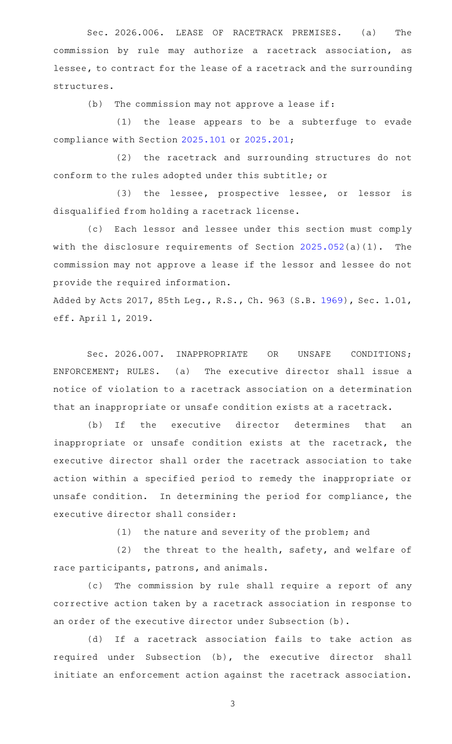Sec. 2026.006. LEASE OF RACETRACK PREMISES. (a) The commission by rule may authorize a racetrack association, as lessee, to contract for the lease of a racetrack and the surrounding structures.

(b) The commission may not approve a lease if:

(1) the lease appears to be a subterfuge to evade compliance with Section 2025.101 or 2025.201;

(2) the racetrack and surrounding structures do not conform to the rules adopted under this subtitle; or

(3) the lessee, prospective lessee, or lessor is disqualified from holding a racetrack license.

(c) Each lessor and lessee under this section must comply with the disclosure requirements of Section 2025.052(a)(1). The commission may not approve a lease if the lessor and lessee do not provide the required information.

Added by Acts 2017, 85th Leg., R.S., Ch. 963 (S.B. 1969), Sec. 1.01, eff. April 1, 2019.

Sec. 2026.007. INAPPROPRIATE OR UNSAFE CONDITIONS; ENFORCEMENT; RULES. (a) The executive director shall issue a notice of violation to a racetrack association on a determination that an inappropriate or unsafe condition exists at a racetrack.

(b) If the executive director determines that an inappropriate or unsafe condition exists at the racetrack, the executive director shall order the racetrack association to take action within a specified period to remedy the inappropriate or unsafe condition. In determining the period for compliance, the executive director shall consider:

(1) the nature and severity of the problem; and

(2) the threat to the health, safety, and welfare of race participants, patrons, and animals.

(c) The commission by rule shall require a report of any corrective action taken by a racetrack association in response to an order of the executive director under Subsection (b).

(d) If a racetrack association fails to take action as required under Subsection (b), the executive director shall initiate an enforcement action against the racetrack association.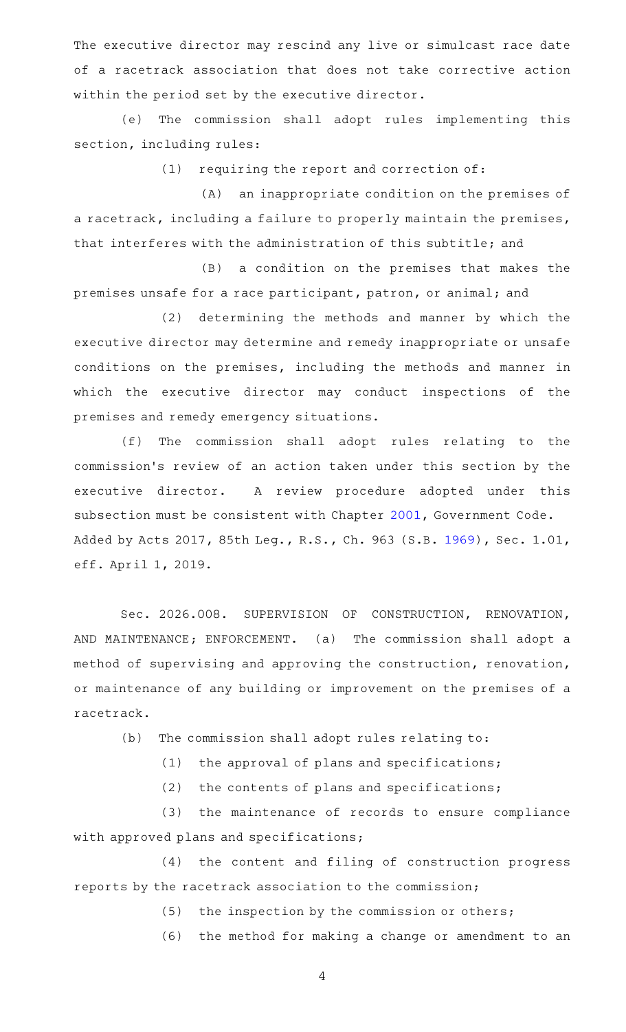The executive director may rescind any live or simulcast race date of a racetrack association that does not take corrective action within the period set by the executive director.

(e) The commission shall adopt rules implementing this section, including rules:

(1) requiring the report and correction of:

(A) an inappropriate condition on the premises of a racetrack, including a failure to properly maintain the premises, that interferes with the administration of this subtitle; and

(B) a condition on the premises that makes the premises unsafe for a race participant, patron, or animal; and

(2) determining the methods and manner by which the executive director may determine and remedy inappropriate or unsafe conditions on the premises, including the methods and manner in which the executive director may conduct inspections of the premises and remedy emergency situations.

(f) The commission shall adopt rules relating to the commission's review of an action taken under this section by the executive director. A review procedure adopted under this subsection must be consistent with Chapter 2001, Government Code.

Added by Acts 2017, 85th Leg., R.S., Ch. 963 (S.B. 1969), Sec. 1.01, eff. April 1, 2019.

Sec. 2026.008. SUPERVISION OF CONSTRUCTION, RENOVATION, AND MAINTENANCE; ENFORCEMENT. (a) The commission shall adopt a method of supervising and approving the construction, renovation, or maintenance of any building or improvement on the premises of a racetrack.

(b) The commission shall adopt rules relating to:

(1) the approval of plans and specifications;

(2) the contents of plans and specifications;

(3) the maintenance of records to ensure compliance with approved plans and specifications;

(4) the content and filing of construction progress reports by the racetrack association to the commission;

(5) the inspection by the commission or others;

(6) the method for making a change or amendment to an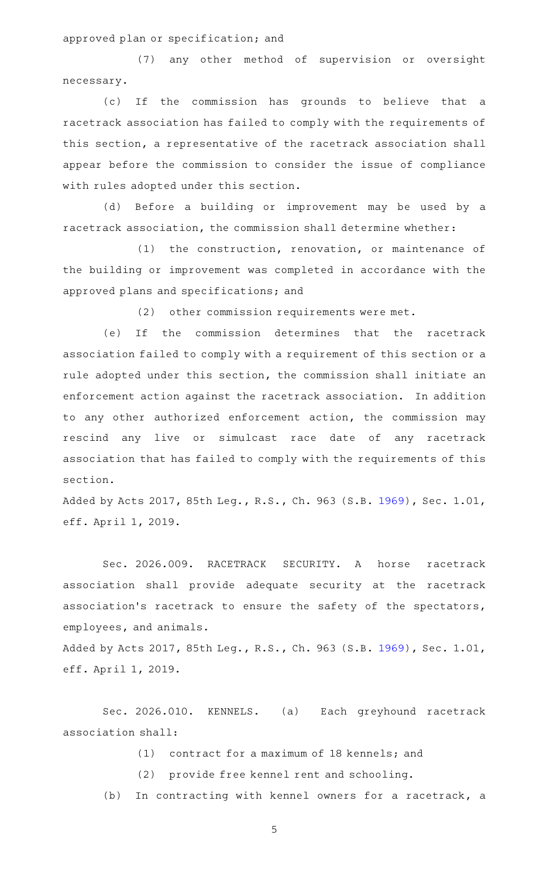approved plan or specification; and

(7) any other method of supervision or oversight necessary.

(c) If the commission has grounds to believe that a racetrack association has failed to comply with the requirements of this section, a representative of the racetrack association shall appear before the commission to consider the issue of compliance with rules adopted under this section.

(d) Before a building or improvement may be used by a racetrack association, the commission shall determine whether:

(1) the construction, renovation, or maintenance of the building or improvement was completed in accordance with the approved plans and specifications; and

(2) other commission requirements were met.

(e) If the commission determines that the racetrack association failed to comply with a requirement of this section or a rule adopted under this section, the commission shall initiate an enforcement action against the racetrack association. In addition to any other authorized enforcement action, the commission may rescind any live or simulcast race date of any racetrack association that has failed to comply with the requirements of this section.

Added by Acts 2017, 85th Leg., R.S., Ch. 963 (S.B. 1969), Sec. 1.01, eff. April 1, 2019.

Sec. 2026.009. RACETRACK SECURITY. A horse racetrack association shall provide adequate security at the racetrack association's racetrack to ensure the safety of the spectators, employees, and animals.

Added by Acts 2017, 85th Leg., R.S., Ch. 963 (S.B. 1969), Sec. 1.01, eff. April 1, 2019.

Sec. 2026.010. KENNELS. (a) Each greyhound racetrack association shall:

(1) contract for a maximum of 18 kennels; and

(2) provide free kennel rent and schooling.

(b) In contracting with kennel owners for a racetrack, a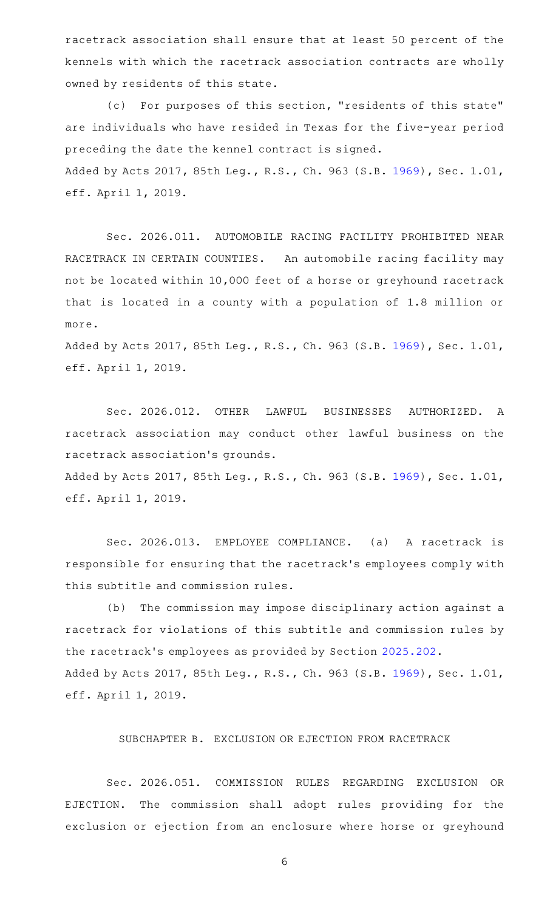racetrack association shall ensure that at least 50 percent of the kennels with which the racetrack association contracts are wholly owned by residents of this state.

(c) For purposes of this section, "residents of this state" are individuals who have resided in Texas for the five-year period preceding the date the kennel contract is signed.

Added by Acts 2017, 85th Leg., R.S., Ch. 963 (S.B. 1969), Sec. 1.01, eff. April 1, 2019.

Sec. 2026.011. AUTOMOBILE RACING FACILITY PROHIBITED NEAR RACETRACK IN CERTAIN COUNTIES. An automobile racing facility may not be located within 10,000 feet of a horse or greyhound racetrack that is located in a county with a population of 1.8 million or more.

Added by Acts 2017, 85th Leg., R.S., Ch. 963 (S.B. 1969), Sec. 1.01, eff. April 1, 2019.

Sec. 2026.012. OTHER LAWFUL BUSINESSES AUTHORIZED. A racetrack association may conduct other lawful business on the racetrack association's grounds.

Added by Acts 2017, 85th Leg., R.S., Ch. 963 (S.B. 1969), Sec. 1.01, eff. April 1, 2019.

Sec. 2026.013. EMPLOYEE COMPLIANCE. (a) A racetrack is responsible for ensuring that the racetrack's employees comply with this subtitle and commission rules.

(b) The commission may impose disciplinary action against a racetrack for violations of this subtitle and commission rules by the racetrack's employees as provided by Section 2025.202.

Added by Acts 2017, 85th Leg., R.S., Ch. 963 (S.B. 1969), Sec. 1.01, eff. April 1, 2019.

SUBCHAPTER B. EXCLUSION OR EJECTION FROM RACETRACK

Sec. 2026.051. COMMISSION RULES REGARDING EXCLUSION OR EJECTION. The commission shall adopt rules providing for the exclusion or ejection from an enclosure where horse or greyhound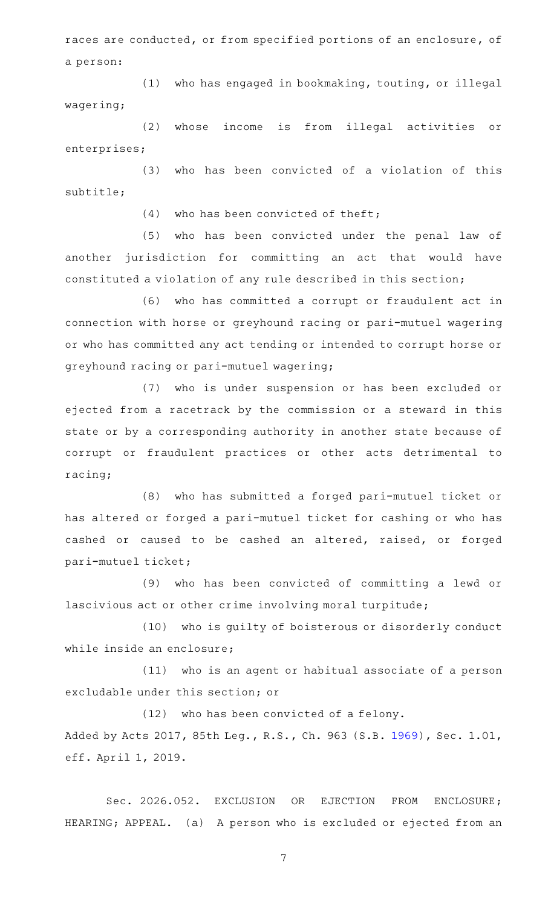races are conducted, or from specified portions of an enclosure, of a person:

(1) who has engaged in bookmaking, touting, or illegal wagering;

(2) whose income is from illegal activities or enterprises;

(3) who has been convicted of a violation of this subtitle;

(4) who has been convicted of theft;

(5) who has been convicted under the penal law of another jurisdiction for committing an act that would have constituted a violation of any rule described in this section;

(6) who has committed a corrupt or fraudulent act in connection with horse or greyhound racing or pari-mutuel wagering or who has committed any act tending or intended to corrupt horse or greyhound racing or pari-mutuel wagering;

(7) who is under suspension or has been excluded or ejected from a racetrack by the commission or a steward in this state or by a corresponding authority in another state because of corrupt or fraudulent practices or other acts detrimental to racing;

(8) who has submitted a forged pari-mutuel ticket or has altered or forged a pari-mutuel ticket for cashing or who has cashed or caused to be cashed an altered, raised, or forged pari-mutuel ticket;

(9) who has been convicted of committing a lewd or lascivious act or other crime involving moral turpitude;

(10) who is guilty of boisterous or disorderly conduct while inside an enclosure;

(11) who is an agent or habitual associate of a person excludable under this section; or

(12) who has been convicted of a felony.

Added by Acts 2017, 85th Leg., R.S., Ch. 963 (S.B. 1969), Sec. 1.01, eff. April 1, 2019.

Sec. 2026.052. EXCLUSION OR EJECTION FROM ENCLOSURE; HEARING; APPEAL. (a) A person who is excluded or ejected from an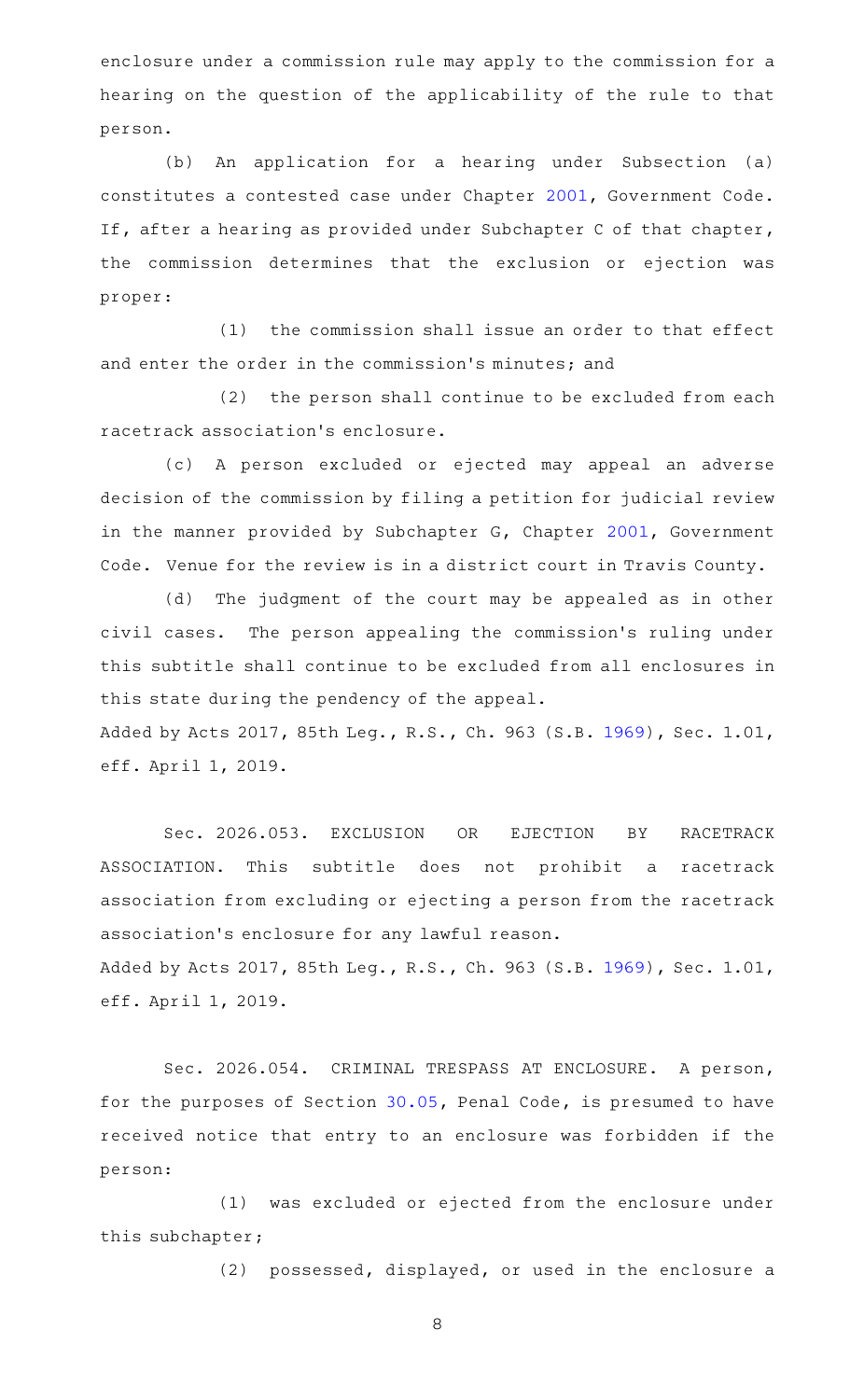enclosure under a commission rule may apply to the commission for a hearing on the question of the applicability of the rule to that person.

(b) An application for a hearing under Subsection (a) constitutes a contested case under Chapter 2001, Government Code. If, after a hearing as provided under Subchapter C of that chapter, the commission determines that the exclusion or ejection was proper:

(1) the commission shall issue an order to that effect and enter the order in the commission's minutes; and

(2) the person shall continue to be excluded from each racetrack association's enclosure.

(c) A person excluded or ejected may appeal an adverse decision of the commission by filing a petition for judicial review in the manner provided by Subchapter G, Chapter 2001, Government Code. Venue for the review is in a district court in Travis County.

(d) The judgment of the court may be appealed as in other civil cases. The person appealing the commission's ruling under this subtitle shall continue to be excluded from all enclosures in this state during the pendency of the appeal.

Added by Acts 2017, 85th Leg., R.S., Ch. 963 (S.B. 1969), Sec. 1.01, eff. April 1, 2019.

Sec. 2026.053. EXCLUSION OR EJECTION BY RACETRACK ASSOCIATION. This subtitle does not prohibit a racetrack association from excluding or ejecting a person from the racetrack association's enclosure for any lawful reason.

Added by Acts 2017, 85th Leg., R.S., Ch. 963 (S.B. 1969), Sec. 1.01, eff. April 1, 2019.

Sec. 2026.054. CRIMINAL TRESPASS AT ENCLOSURE. A person, for the purposes of Section 30.05, Penal Code, is presumed to have received notice that entry to an enclosure was forbidden if the person:

(1) was excluded or ejected from the enclosure under this subchapter;

(2) possessed, displayed, or used in the enclosure a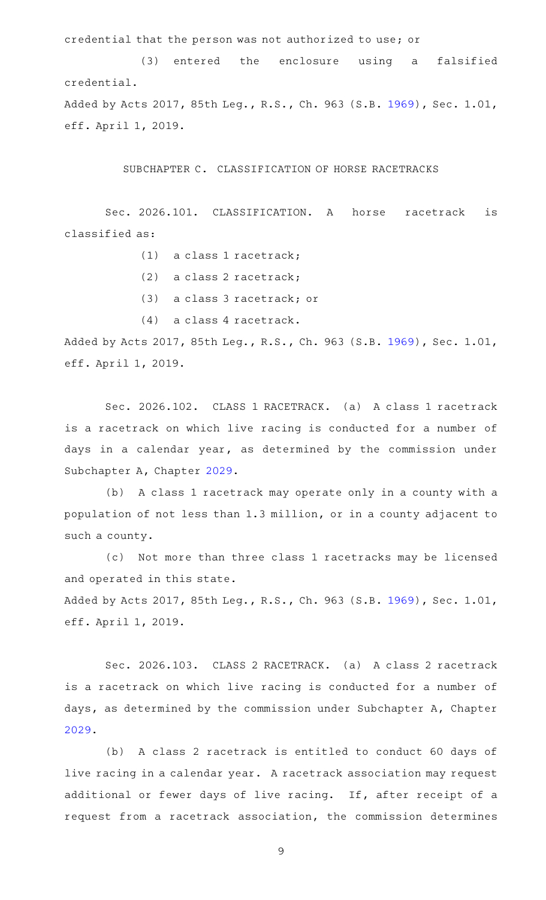credential that the person was not authorized to use; or

(3) entered the enclosure using a falsified credential.

Added by Acts 2017, 85th Leg., R.S., Ch. 963 (S.B. 1969), Sec. 1.01, eff. April 1, 2019.

SUBCHAPTER C. CLASSIFICATION OF HORSE RACETRACKS

Sec. 2026.101. CLASSIFICATION. A horse racetrack is classified as:

(1) a class 1 racetrack;

(2) a class 2 racetrack;

(3) a class 3 racetrack; or

(4) a class 4 racetrack.

Added by Acts 2017, 85th Leg., R.S., Ch. 963 (S.B. 1969), Sec. 1.01, eff. April 1, 2019.

Sec. 2026.102. CLASS 1 RACETRACK. (a) A class 1 racetrack is a racetrack on which live racing is conducted for a number of days in a calendar year, as determined by the commission under Subchapter A, Chapter 2029.

(b) A class 1 racetrack may operate only in a county with a population of not less than 1.3 million, or in a county adjacent to such a county.

(c) Not more than three class 1 racetracks may be licensed and operated in this state.

Added by Acts 2017, 85th Leg., R.S., Ch. 963 (S.B. 1969), Sec. 1.01, eff. April 1, 2019.

Sec. 2026.103. CLASS 2 RACETRACK. (a) A class 2 racetrack is a racetrack on which live racing is conducted for a number of days, as determined by the commission under Subchapter A, Chapter 2029.

(b) A class 2 racetrack is entitled to conduct 60 days of live racing in a calendar year. A racetrack association may request additional or fewer days of live racing. If, after receipt of a request from a racetrack association, the commission determines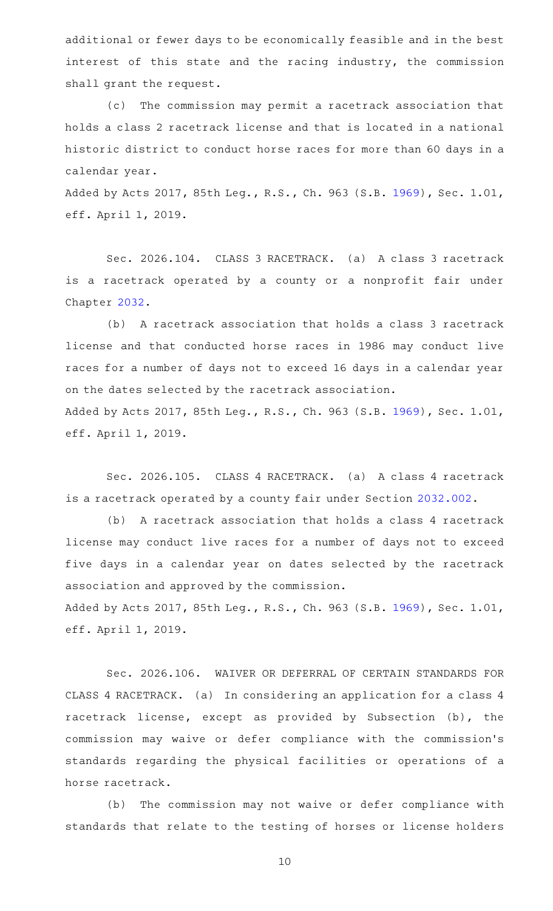additional or fewer days to be economically feasible and in the best interest of this state and the racing industry, the commission shall grant the request.

(c) The commission may permit a racetrack association that holds a class 2 racetrack license and that is located in a national historic district to conduct horse races for more than 60 days in a calendar year.

Added by Acts 2017, 85th Leg., R.S., Ch. 963 (S.B. 1969), Sec. 1.01, eff. April 1, 2019.

Sec. 2026.104. CLASS 3 RACETRACK. (a) A class 3 racetrack is a racetrack operated by a county or a nonprofit fair under Chapter 2032.

(b) A racetrack association that holds a class 3 racetrack license and that conducted horse races in 1986 may conduct live races for a number of days not to exceed 16 days in a calendar year on the dates selected by the racetrack association.

Added by Acts 2017, 85th Leg., R.S., Ch. 963 (S.B. 1969), Sec. 1.01, eff. April 1, 2019.

Sec. 2026.105. CLASS 4 RACETRACK. (a) A class 4 racetrack is a racetrack operated by a county fair under Section 2032.002.

(b) A racetrack association that holds a class 4 racetrack license may conduct live races for a number of days not to exceed five days in a calendar year on dates selected by the racetrack association and approved by the commission.

Added by Acts 2017, 85th Leg., R.S., Ch. 963 (S.B. 1969), Sec. 1.01, eff. April 1, 2019.

Sec. 2026.106. WAIVER OR DEFERRAL OF CERTAIN STANDARDS FOR CLASS 4 RACETRACK. (a) In considering an application for a class 4 racetrack license, except as provided by Subsection (b), the commission may waive or defer compliance with the commission's standards regarding the physical facilities or operations of a horse racetrack.

(b) The commission may not waive or defer compliance with standards that relate to the testing of horses or license holders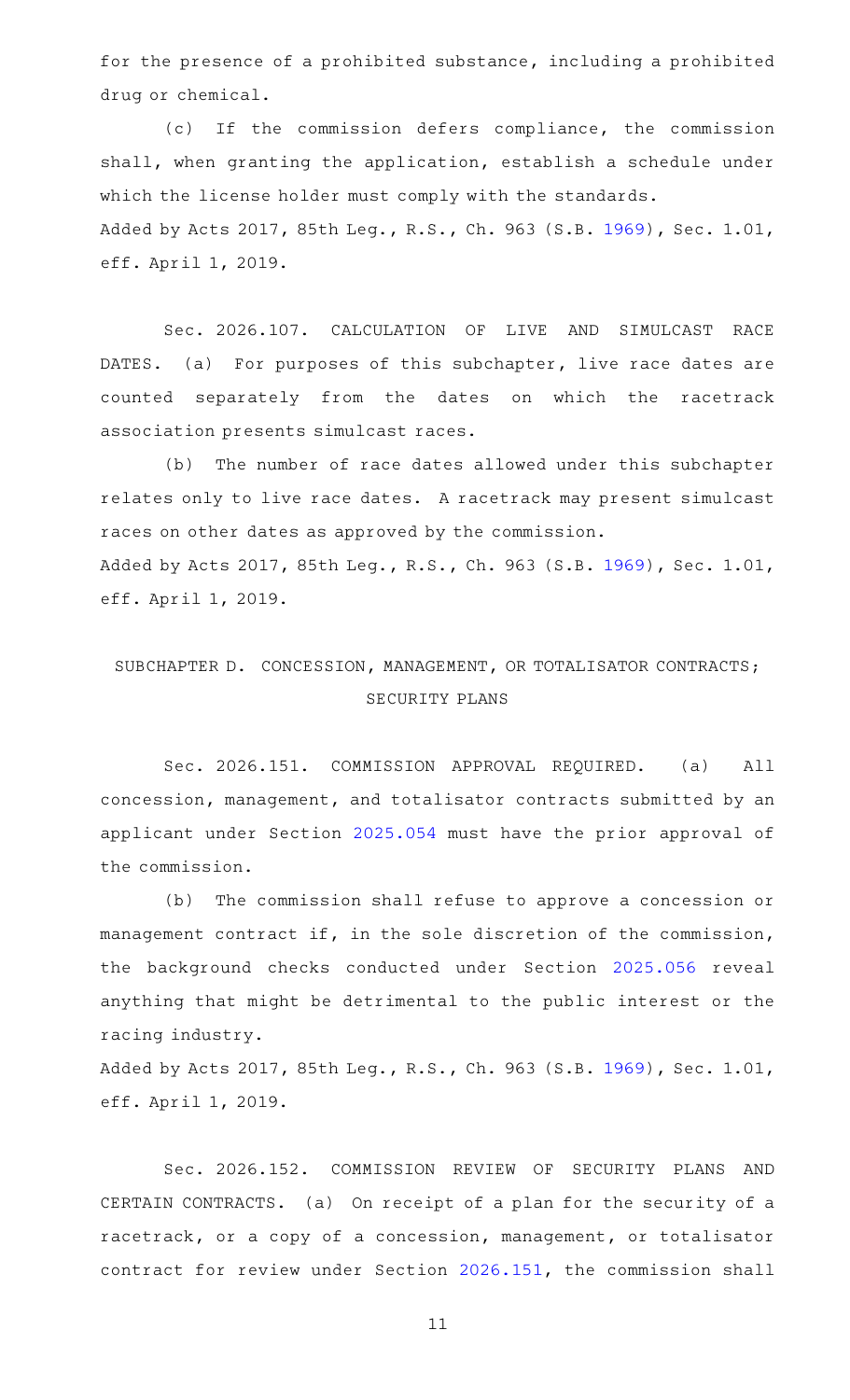for the presence of a prohibited substance, including a prohibited drug or chemical.

(c) If the commission defers compliance, the commission shall, when granting the application, establish a schedule under which the license holder must comply with the standards.
Added by Acts 2017, 85th Leg., R.S., Ch. 963 (S.B. 1969), Sec. 1.01, eff. April 1, 2019.

Sec. 2026.107. CALCULATION OF LIVE AND SIMULCAST RACE DATES. (a) For purposes of this subchapter, live race dates are counted separately from the dates on which the racetrack association presents simulcast races.

(b) The number of race dates allowed under this subchapter relates only to live race dates. A racetrack may present simulcast races on other dates as approved by the commission.
Added by Acts 2017, 85th Leg., R.S., Ch. 963 (S.B. 1969), Sec. 1.01, eff. April 1, 2019.

## SUBCHAPTER D. CONCESSION, MANAGEMENT, OR TOTALISATOR CONTRACTS; SECURITY PLANS

Sec. 2026.151. COMMISSION APPROVAL REQUIRED. (a) All concession, management, and totalisator contracts submitted by an applicant under Section 2025.054 must have the prior approval of the commission.

(b) The commission shall refuse to approve a concession or management contract if, in the sole discretion of the commission, the background checks conducted under Section 2025.056 reveal anything that might be detrimental to the public interest or the racing industry.
Added by Acts 2017, 85th Leg., R.S., Ch. 963 (S.B. 1969), Sec. 1.01, eff. April 1, 2019.

Sec. 2026.152. COMMISSION REVIEW OF SECURITY PLANS AND CERTAIN CONTRACTS. (a) On receipt of a plan for the security of a racetrack, or a copy of a concession, management, or totalisator contract for review under Section 2026.151, the commission shall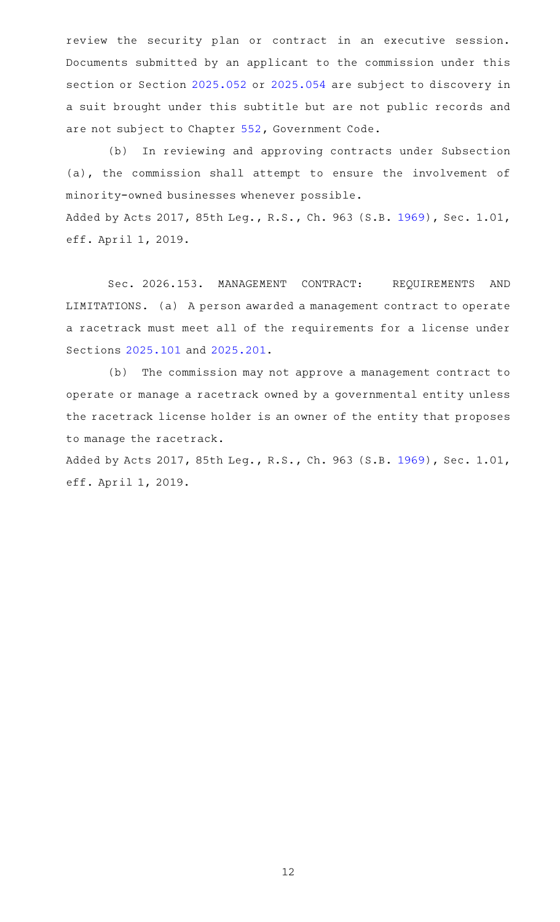review the security plan or contract in an executive session. Documents submitted by an applicant to the commission under this section or Section 2025.052 or 2025.054 are subject to discovery in a suit brought under this subtitle but are not public records and are not subject to Chapter 552, Government Code.

(b) In reviewing and approving contracts under Subsection (a), the commission shall attempt to ensure the involvement of minority-owned businesses whenever possible.

Added by Acts 2017, 85th Leg., R.S., Ch. 963 (S.B. 1969), Sec. 1.01, eff. April 1, 2019.

Sec. 2026.153. MANAGEMENT CONTRACT: REQUIREMENTS AND LIMITATIONS. (a) A person awarded a management contract to operate a racetrack must meet all of the requirements for a license under Sections 2025.101 and 2025.201.

(b) The commission may not approve a management contract to operate or manage a racetrack owned by a governmental entity unless the racetrack license holder is an owner of the entity that proposes to manage the racetrack.

Added by Acts 2017, 85th Leg., R.S., Ch. 963 (S.B. 1969), Sec. 1.01, eff. April 1, 2019.